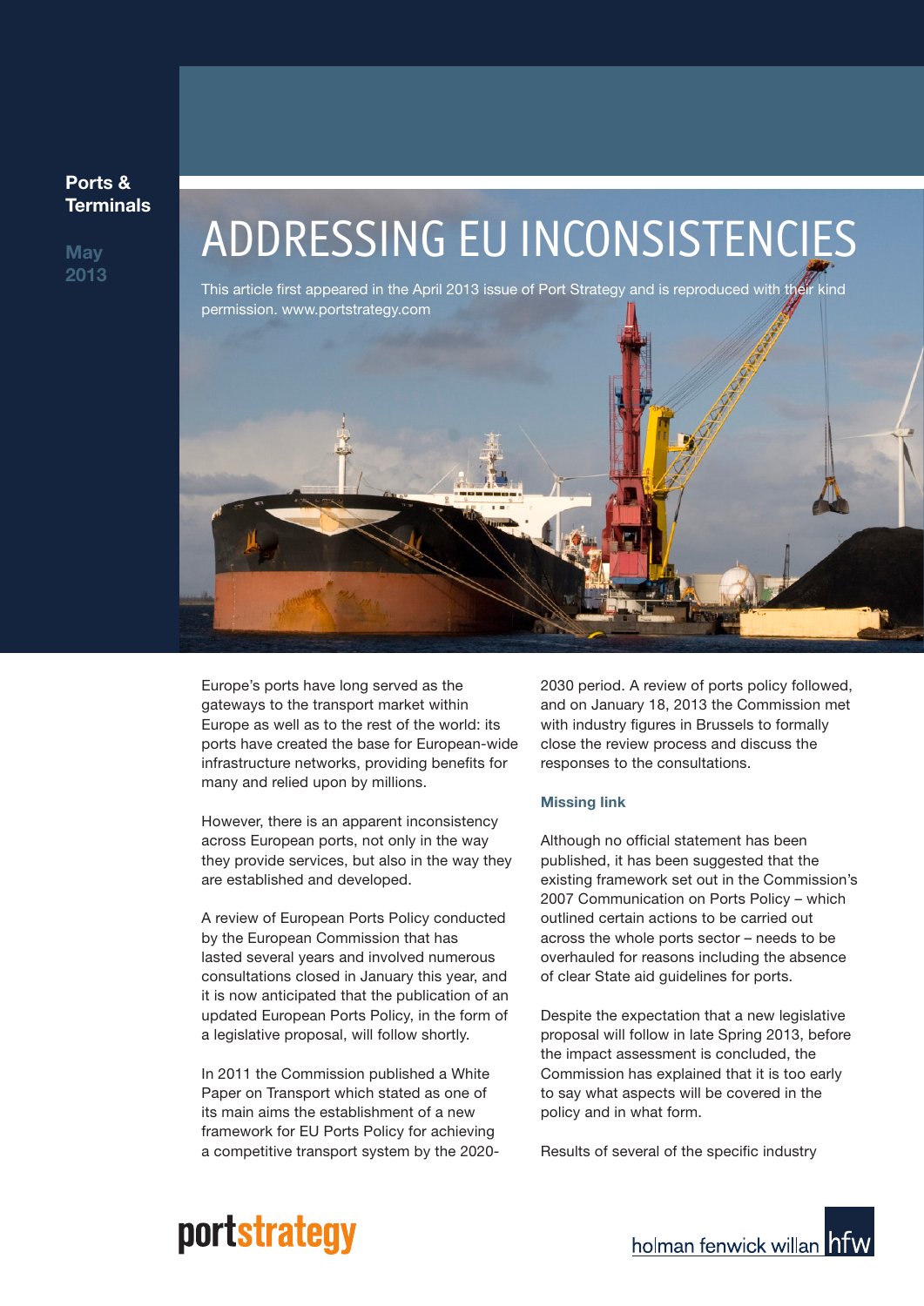Ports & Terminals

May 2013

# ADDRESSING EU INCONSISTENCIES

This article first appeared in the April 2013 issue of Port Strategy and is reproduced with their kind permission. www.portstrategy.com

Europe's ports have long served as the gateways to the transport market within Europe as well as to the rest of the world: its ports have created the base for European-wide infrastructure networks, providing benefits for many and relied upon by millions.

However, there is an apparent inconsistency across European ports, not only in the way they provide services, but also in the way they are established and developed.

A review of European Ports Policy conducted by the European Commission that has lasted several years and involved numerous consultations closed in January this year, and it is now anticipated that the publication of an updated European Ports Policy, in the form of a legislative proposal, will follow shortly.

In 2011 the Commission published a White Paper on Transport which stated as one of its main aims the establishment of a new framework for EU Ports Policy for achieving a competitive transport system by the 2020-2030 period. A review of ports policy followed, and on January 18, 2013 the Commission met with industry figures in Brussels to formally close the review process and discuss the responses to the consultations.

### Missing link

Although no official statement has been published, it has been suggested that the existing framework set out in the Commission's 2007 Communication on Ports Policy – which outlined certain actions to be carried out across the whole ports sector – needs to be overhauled for reasons including the absence of clear State aid guidelines for ports.

Despite the expectation that a new legislative proposal will follow in late Spring 2013, before the impact assessment is concluded, the Commission has explained that it is too early to say what aspects will be covered in the policy and in what form.

Results of several of the specific industry

portstrategy

holman fenwick willan hfw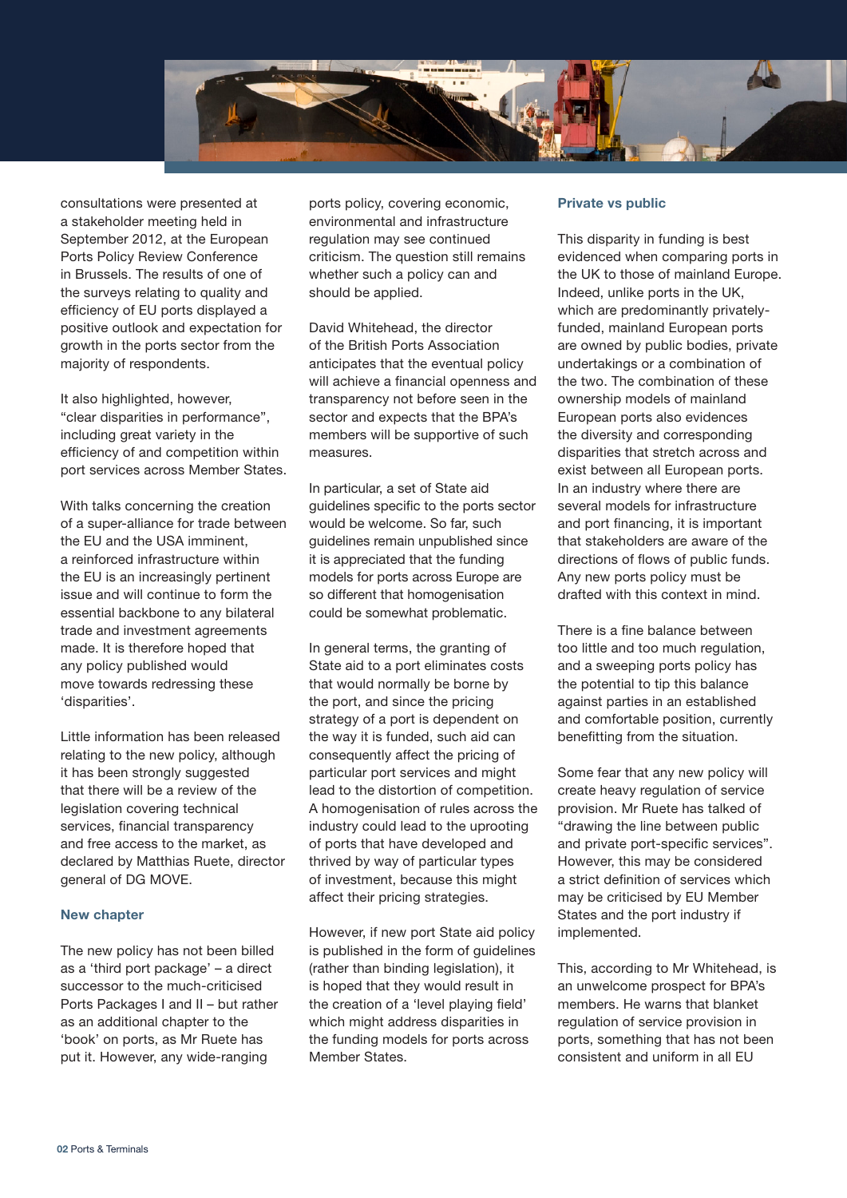consultations were presented at a stakeholder meeting held in September 2012, at the European Ports Policy Review Conference in Brussels. The results of one of the surveys relating to quality and efficiency of EU ports displayed a positive outlook and expectation for growth in the ports sector from the majority of respondents.

It also highlighted, however, "clear disparities in performance", including great variety in the efficiency of and competition within port services across Member States.

With talks concerning the creation of a super-alliance for trade between the EU and the USA imminent, a reinforced infrastructure within the EU is an increasingly pertinent issue and will continue to form the essential backbone to any bilateral trade and investment agreements made. It is therefore hoped that any policy published would move towards redressing these 'disparities'.

Little information has been released relating to the new policy, although it has been strongly suggested that there will be a review of the legislation covering technical services, financial transparency and free access to the market, as declared by Matthias Ruete, director general of DG MOVE.

## New chapter

The new policy has not been billed as a 'third port package' – a direct successor to the much-criticised Ports Packages I and II – but rather as an additional chapter to the 'book' on ports, as Mr Ruete has put it. However, any wide-ranging ports policy, covering economic, environmental and infrastructure regulation may see continued criticism. The question still remains whether such a policy can and should be applied.

David Whitehead, the director of the British Ports Association anticipates that the eventual policy will achieve a financial openness and transparency not before seen in the sector and expects that the BPA's members will be supportive of such measures.

In particular, a set of State aid guidelines specific to the ports sector would be welcome. So far, such guidelines remain unpublished since it is appreciated that the funding models for ports across Europe are so different that homogenisation could be somewhat problematic.

In general terms, the granting of State aid to a port eliminates costs that would normally be borne by the port, and since the pricing strategy of a port is dependent on the way it is funded, such aid can consequently affect the pricing of particular port services and might lead to the distortion of competition. A homogenisation of rules across the industry could lead to the uprooting of ports that have developed and thrived by way of particular types of investment, because this might affect their pricing strategies.

However, if new port State aid policy is published in the form of guidelines (rather than binding legislation), it is hoped that they would result in the creation of a 'level playing field' which might address disparities in the funding models for ports across Member States.

## Private vs public

This disparity in funding is best evidenced when comparing ports in the UK to those of mainland Europe. Indeed, unlike ports in the UK, which are predominantly privately-funded, mainland European ports are owned by public bodies, private undertakings or a combination of the two. The combination of these ownership models of mainland European ports also evidences the diversity and corresponding disparities that stretch across and exist between all European ports. In an industry where there are several models for infrastructure and port financing, it is important that stakeholders are aware of the directions of flows of public funds. Any new ports policy must be drafted with this context in mind.

There is a fine balance between too little and too much regulation, and a sweeping ports policy has the potential to tip this balance against parties in an established and comfortable position, currently benefitting from the situation.

Some fear that any new policy will create heavy regulation of service provision. Mr Ruete has talked of "drawing the line between public and private port-specific services". However, this may be considered a strict definition of services which may be criticised by EU Member States and the port industry if implemented.

This, according to Mr Whitehead, is an unwelcome prospect for BPA's members. He warns that blanket regulation of service provision in ports, something that has not been consistent and uniform in all EU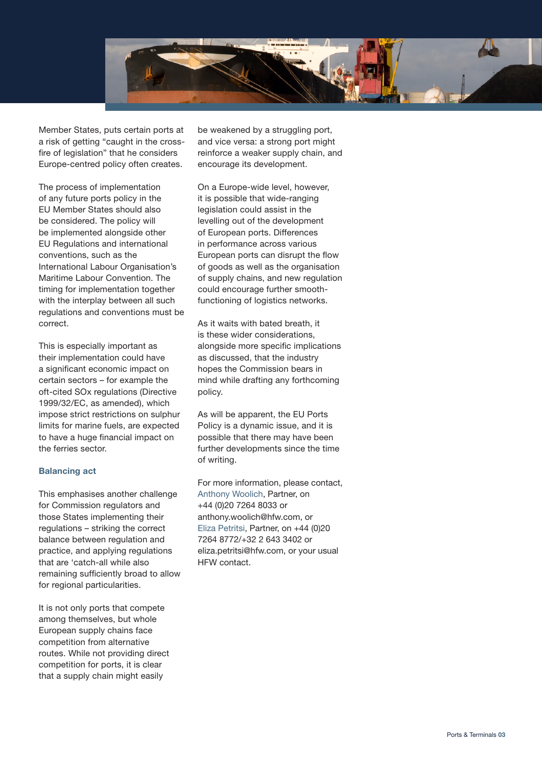Member States, puts certain ports at a risk of getting "caught in the cross-fire of legislation" that he considers Europe-centred policy often creates.

The process of implementation of any future ports policy in the EU Member States should also be considered. The policy will be implemented alongside other EU Regulations and international conventions, such as the International Labour Organisation's Maritime Labour Convention. The timing for implementation together with the interplay between all such regulations and conventions must be correct.

This is especially important as their implementation could have a significant economic impact on certain sectors – for example the oft-cited SOx regulations (Directive 1999/32/EC, as amended), which impose strict restrictions on sulphur limits for marine fuels, are expected to have a huge financial impact on the ferries sector.

### Balancing act

This emphasises another challenge for Commission regulators and those States implementing their regulations – striking the correct balance between regulation and practice, and applying regulations that are 'catch-all while also remaining sufficiently broad to allow for regional particularities.

It is not only ports that compete among themselves, but whole European supply chains face competition from alternative routes. While not providing direct competition for ports, it is clear that a supply chain might easily be weakened by a struggling port, and vice versa: a strong port might reinforce a weaker supply chain, and encourage its development.

On a Europe-wide level, however, it is possible that wide-ranging legislation could assist in the levelling out of the development of European ports. Differences in performance across various European ports can disrupt the flow of goods as well as the organisation of supply chains, and new regulation could encourage further smooth-functioning of logistics networks.

As it waits with bated breath, it is these wider considerations, alongside more specific implications as discussed, that the industry hopes the Commission bears in mind while drafting any forthcoming policy.

As will be apparent, the EU Ports Policy is a dynamic issue, and it is possible that there may have been further developments since the time of writing.

For more information, please contact, Anthony Woolich, Partner, on +44 (0)20 7264 8033 or anthony.woolich@hfw.com, or Eliza Petritsi, Partner, on +44 (0)20 7264 8772/+32 2 643 3402 or eliza.petritsi@hfw.com, or your usual HFW contact.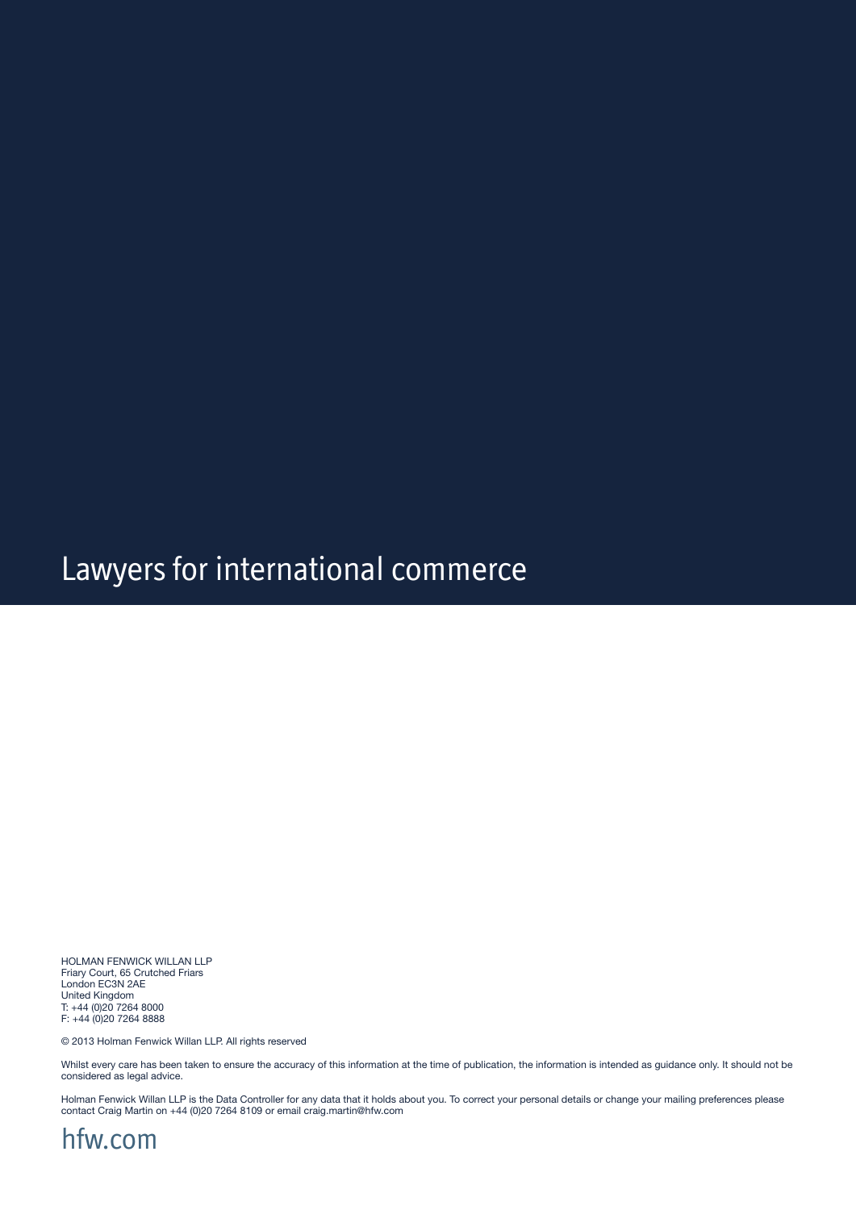Lawyers for international commerce

HOLMAN FENWICK WILLAN LLP  
Friary Court, 65 Crutched Friars  
London EC3N 2AE  
United Kingdom  
T: +44 (0)20 7264 8000  
F: +44 (0)20 7264 8888

© 2013 Holman Fenwick Willan LLP. All rights reserved

Whilst every care has been taken to ensure the accuracy of this information at the time of publication, the information is intended as guidance only. It should not be considered as legal advice.

Holman Fenwick Willan LLP is the Data Controller for any data that it holds about you. To correct your personal details or change your mailing preferences please contact Craig Martin on +44 (0)20 7264 8109 or email craig.martin@hfw.com

hfw.com